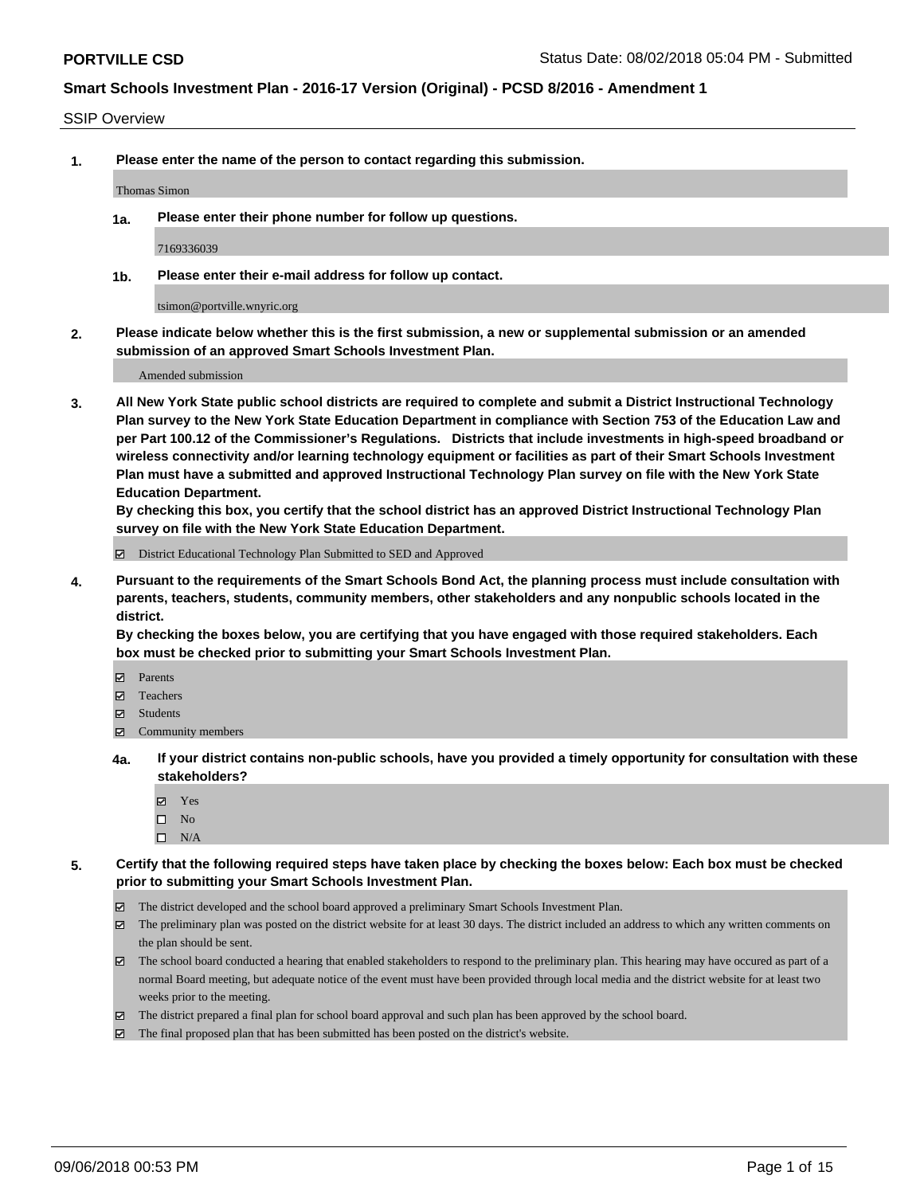## SSIP Overview

**1. Please enter the name of the person to contact regarding this submission.**

Thomas Simon

**1a. Please enter their phone number for follow up questions.**

7169336039

**1b. Please enter their e-mail address for follow up contact.**

tsimon@portville.wnyric.org

**2. Please indicate below whether this is the first submission, a new or supplemental submission or an amended submission of an approved Smart Schools Investment Plan.**

Amended submission

**3. All New York State public school districts are required to complete and submit a District Instructional Technology Plan survey to the New York State Education Department in compliance with Section 753 of the Education Law and per Part 100.12 of the Commissioner's Regulations. Districts that include investments in high-speed broadband or wireless connectivity and/or learning technology equipment or facilities as part of their Smart Schools Investment Plan must have a submitted and approved Instructional Technology Plan survey on file with the New York State Education Department.**
**By checking this box, you certify that the school district has an approved District Instructional Technology Plan survey on file with the New York State Education Department.**

- ☑ District Educational Technology Plan Submitted to SED and Approved

**4. Pursuant to the requirements of the Smart Schools Bond Act, the planning process must include consultation with parents, teachers, students, community members, other stakeholders and any nonpublic schools located in the district.**
**By checking the boxes below, you are certifying that you have engaged with those required stakeholders. Each box must be checked prior to submitting your Smart Schools Investment Plan.**

- ☑ Parents
- ☑ Teachers
- ☑ Students
- ☑ Community members

**4a. If your district contains non-public schools, have you provided a timely opportunity for consultation with these stakeholders?**

- ☑ Yes
- ☐ No
- ☐ N/A

**5. Certify that the following required steps have taken place by checking the boxes below: Each box must be checked prior to submitting your Smart Schools Investment Plan.**

- ☑ The district developed and the school board approved a preliminary Smart Schools Investment Plan.
- ☑ The preliminary plan was posted on the district website for at least 30 days. The district included an address to which any written comments on the plan should be sent.
- ☑ The school board conducted a hearing that enabled stakeholders to respond to the preliminary plan. This hearing may have occured as part of a normal Board meeting, but adequate notice of the event must have been provided through local media and the district website for at least two weeks prior to the meeting.
- ☑ The district prepared a final plan for school board approval and such plan has been approved by the school board.
- ☑ The final proposed plan that has been submitted has been posted on the district's website.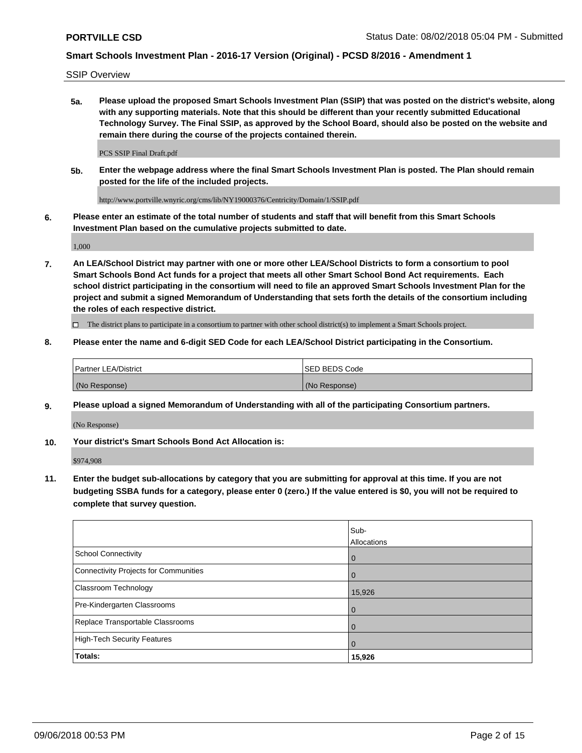SSIP Overview

**5a. Please upload the proposed Smart Schools Investment Plan (SSIP) that was posted on the district's website, along with any supporting materials. Note that this should be different than your recently submitted Educational Technology Survey. The Final SSIP, as approved by the School Board, should also be posted on the website and remain there during the course of the projects contained therein.**

PCS SSIP Final Draft.pdf

**5b. Enter the webpage address where the final Smart Schools Investment Plan is posted. The Plan should remain posted for the life of the included projects.**

http://www.portville.wnyric.org/cms/lib/NY19000376/Centricity/Domain/1/SSIP.pdf

**6. Please enter an estimate of the total number of students and staff that will benefit from this Smart Schools Investment Plan based on the cumulative projects submitted to date.**

1,000

**7. An LEA/School District may partner with one or more other LEA/School Districts to form a consortium to pool Smart Schools Bond Act funds for a project that meets all other Smart School Bond Act requirements. Each school district participating in the consortium will need to file an approved Smart Schools Investment Plan for the project and submit a signed Memorandum of Understanding that sets forth the details of the consortium including the roles of each respective district.**

☐ The district plans to participate in a consortium to partner with other school district(s) to implement a Smart Schools project.

**8. Please enter the name and 6-digit SED Code for each LEA/School District participating in the Consortium.**

| Partner LEA/District | SED BEDS Code |
|---|---|
| (No Response) | (No Response) |

**9. Please upload a signed Memorandum of Understanding with all of the participating Consortium partners.**

(No Response)

**10. Your district's Smart Schools Bond Act Allocation is:**

$974,908

**11. Enter the budget sub-allocations by category that you are submitting for approval at this time. If you are not budgeting SSBA funds for a category, please enter 0 (zero.) If the value entered is $0, you will not be required to complete that survey question.**

| | Sub-Allocations |
|---|---|
| School Connectivity | 0 |
| Connectivity Projects for Communities | 0 |
| Classroom Technology | 15,926 |
| Pre-Kindergarten Classrooms | 0 |
| Replace Transportable Classrooms | 0 |
| High-Tech Security Features | 0 |
| **Totals:** | **15,926** |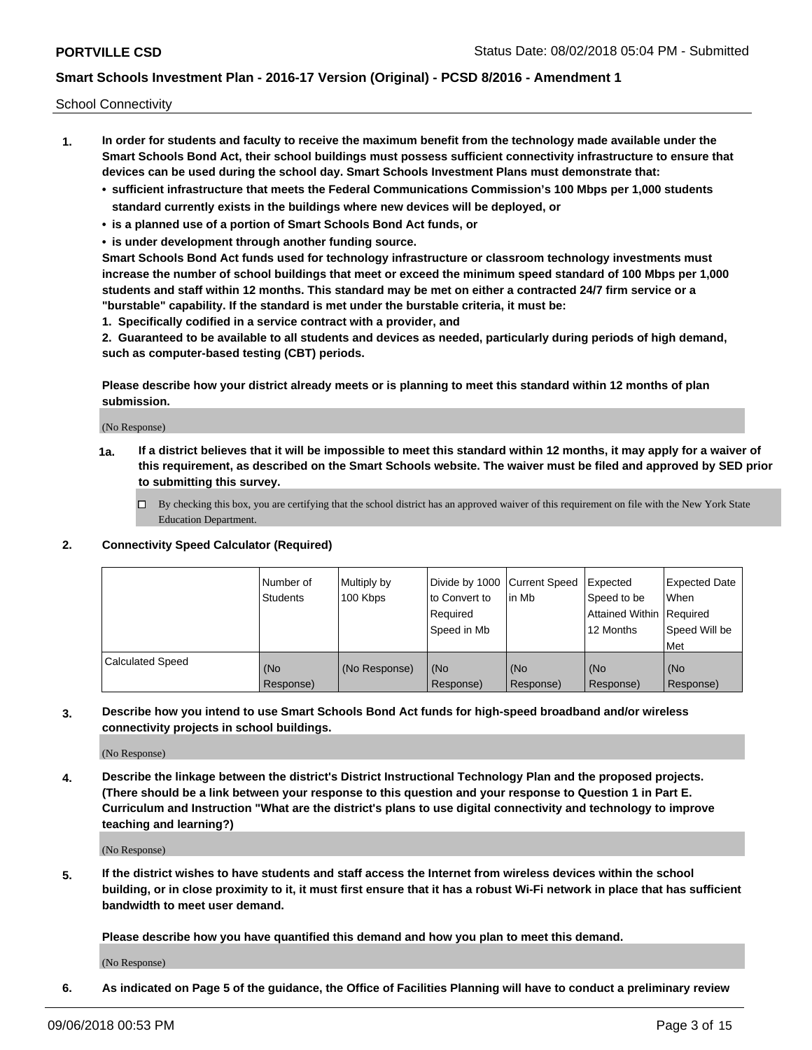School Connectivity

1. **In order for students and faculty to receive the maximum benefit from the technology made available under the Smart Schools Bond Act, their school buildings must possess sufficient connectivity infrastructure to ensure that devices can be used during the school day. Smart Schools Investment Plans must demonstrate that:**
   - **sufficient infrastructure that meets the Federal Communications Commission's 100 Mbps per 1,000 students standard currently exists in the buildings where new devices will be deployed, or**
   - **is a planned use of a portion of Smart Schools Bond Act funds, or**
   - **is under development through another funding source.**

   **Smart Schools Bond Act funds used for technology infrastructure or classroom technology investments must increase the number of school buildings that meet or exceed the minimum speed standard of 100 Mbps per 1,000 students and staff within 12 months. This standard may be met on either a contracted 24/7 firm service or a "burstable" capability. If the standard is met under the burstable criteria, it must be:**

   **1. Specifically codified in a service contract with a provider, and**

   **2. Guaranteed to be available to all students and devices as needed, particularly during periods of high demand, such as computer-based testing (CBT) periods.**

   **Please describe how your district already meets or is planning to meet this standard within 12 months of plan submission.**

   (No Response)

   **1a. If a district believes that it will be impossible to meet this standard within 12 months, it may apply for a waiver of this requirement, as described on the Smart Schools website. The waiver must be filed and approved by SED prior to submitting this survey.**

   ☐ By checking this box, you are certifying that the school district has an approved waiver of this requirement on file with the New York State Education Department.

2. **Connectivity Speed Calculator (Required)**

| | Number of Students | Multiply by 100 Kbps | Divide by 1000 to Convert to Required Speed in Mb | Current Speed in Mb | Expected Speed to be Attained Within 12 Months | Expected Date When Required Speed Will be Met |
|---|---|---|---|---|---|---|
| Calculated Speed | (No Response) | (No Response) | (No Response) | (No Response) | (No Response) | (No Response) |

3. **Describe how you intend to use Smart Schools Bond Act funds for high-speed broadband and/or wireless connectivity projects in school buildings.**

   (No Response)

4. **Describe the linkage between the district's District Instructional Technology Plan and the proposed projects. (There should be a link between your response to this question and your response to Question 1 in Part E. Curriculum and Instruction "What are the district's plans to use digital connectivity and technology to improve teaching and learning?)**

   (No Response)

5. **If the district wishes to have students and staff access the Internet from wireless devices within the school building, or in close proximity to it, it must first ensure that it has a robust Wi-Fi network in place that has sufficient bandwidth to meet user demand.**

   **Please describe how you have quantified this demand and how you plan to meet this demand.**

   (No Response)

6. **As indicated on Page 5 of the guidance, the Office of Facilities Planning will have to conduct a preliminary review**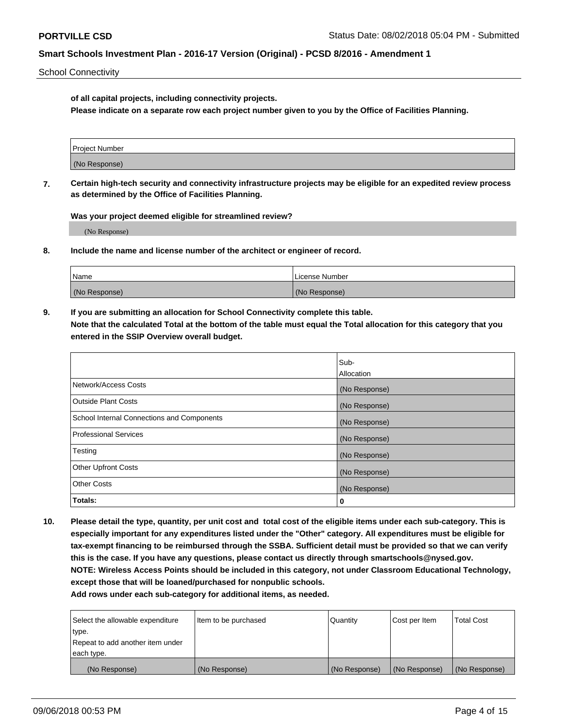**of all capital projects, including connectivity projects.**
**Please indicate on a separate row each project number given to you by the Office of Facilities Planning.**

| Project Number |
|---|
| (No Response) |

**7. Certain high-tech security and connectivity infrastructure projects may be eligible for an expedited review process as determined by the Office of Facilities Planning.**

**Was your project deemed eligible for streamlined review?**

(No Response)

**8. Include the name and license number of the architect or engineer of record.**

| Name | License Number |
|---|---|
| (No Response) | (No Response) |

**9. If you are submitting an allocation for School Connectivity complete this table.**
**Note that the calculated Total at the bottom of the table must equal the Total allocation for this category that you entered in the SSIP Overview overall budget.**

| | Sub-Allocation |
|---|---|
| Network/Access Costs | (No Response) |
| Outside Plant Costs | (No Response) |
| School Internal Connections and Components | (No Response) |
| Professional Services | (No Response) |
| Testing | (No Response) |
| Other Upfront Costs | (No Response) |
| Other Costs | (No Response) |
| **Totals:** | **0** |

**10. Please detail the type, quantity, per unit cost and total cost of the eligible items under each sub-category. This is especially important for any expenditures listed under the "Other" category. All expenditures must be eligible for tax-exempt financing to be reimbursed through the SSBA. Sufficient detail must be provided so that we can verify this is the case. If you have any questions, please contact us directly through smartschools@nysed.gov.**
**NOTE: Wireless Access Points should be included in this category, not under Classroom Educational Technology, except those that will be loaned/purchased for nonpublic schools.**
**Add rows under each sub-category for additional items, as needed.**

| Select the allowable expenditure type. Repeat to add another item under each type. | Item to be purchased | Quantity | Cost per Item | Total Cost |
|---|---|---|---|---|
| (No Response) | (No Response) | (No Response) | (No Response) | (No Response) |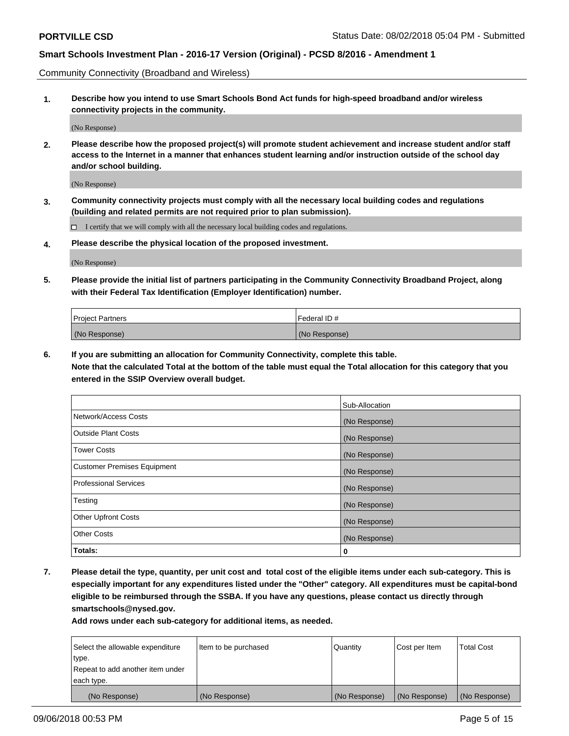Community Connectivity (Broadband and Wireless)

**1. Describe how you intend to use Smart Schools Bond Act funds for high-speed broadband and/or wireless connectivity projects in the community.**

(No Response)

**2. Please describe how the proposed project(s) will promote student achievement and increase student and/or staff access to the Internet in a manner that enhances student learning and/or instruction outside of the school day and/or school building.**

(No Response)

**3. Community connectivity projects must comply with all the necessary local building codes and regulations (building and related permits are not required prior to plan submission).**

☐ I certify that we will comply with all the necessary local building codes and regulations.

**4. Please describe the physical location of the proposed investment.**

(No Response)

**5. Please provide the initial list of partners participating in the Community Connectivity Broadband Project, along with their Federal Tax Identification (Employer Identification) number.**

| Project Partners | Federal ID # |
|---|---|
| (No Response) | (No Response) |

**6. If you are submitting an allocation for Community Connectivity, complete this table. Note that the calculated Total at the bottom of the table must equal the Total allocation for this category that you entered in the SSIP Overview overall budget.**

| | Sub-Allocation |
|---|---|
| Network/Access Costs | (No Response) |
| Outside Plant Costs | (No Response) |
| Tower Costs | (No Response) |
| Customer Premises Equipment | (No Response) |
| Professional Services | (No Response) |
| Testing | (No Response) |
| Other Upfront Costs | (No Response) |
| Other Costs | (No Response) |
| **Totals:** | **0** |

**7. Please detail the type, quantity, per unit cost and total cost of the eligible items under each sub-category. This is especially important for any expenditures listed under the "Other" category. All expenditures must be capital-bond eligible to be reimbursed through the SSBA. If you have any questions, please contact us directly through smartschools@nysed.gov.**

**Add rows under each sub-category for additional items, as needed.**

| Select the allowable expenditure type. Repeat to add another item under each type. | Item to be purchased | Quantity | Cost per Item | Total Cost |
|---|---|---|---|---|
| (No Response) | (No Response) | (No Response) | (No Response) | (No Response) |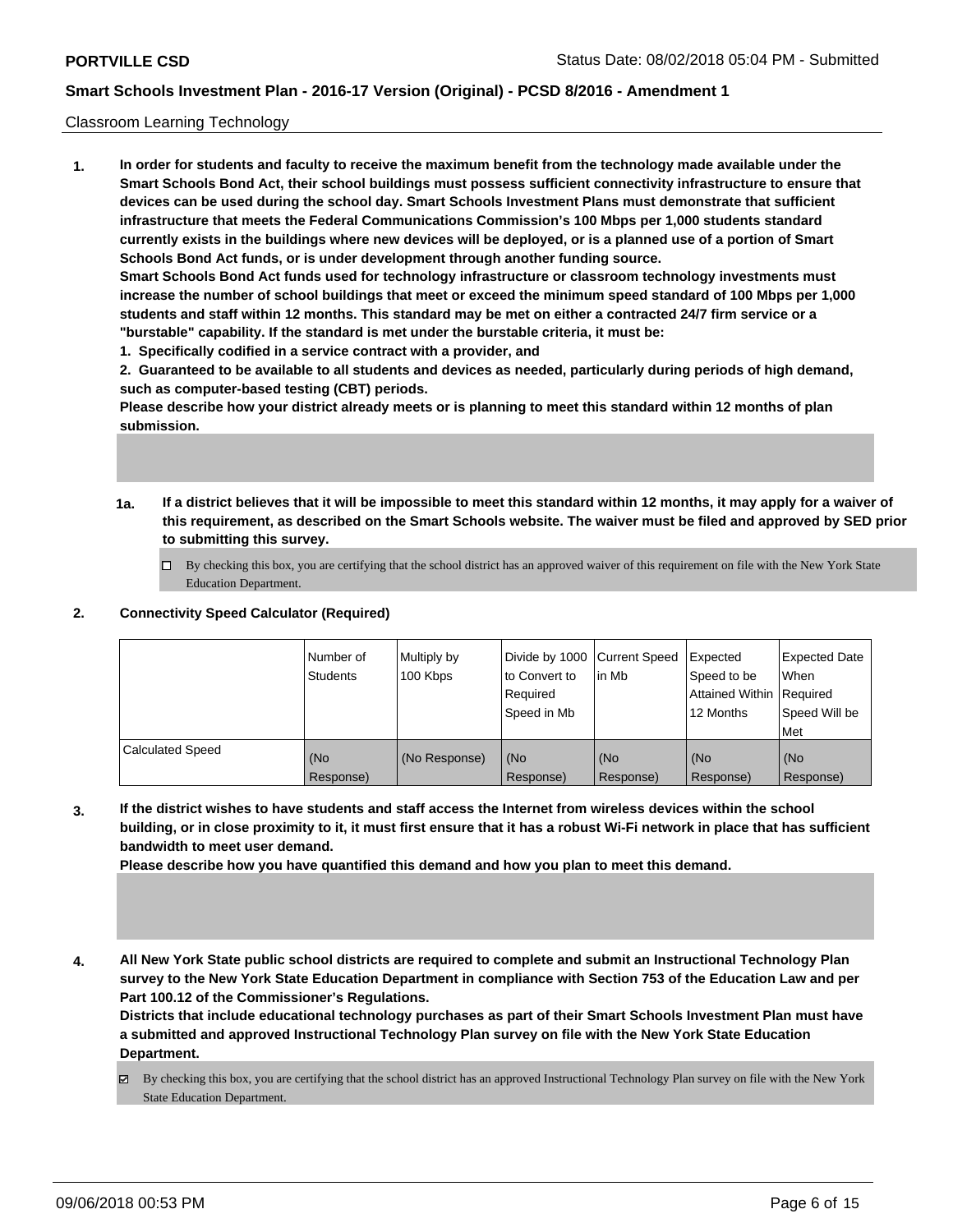Classroom Learning Technology

1. **In order for students and faculty to receive the maximum benefit from the technology made available under the Smart Schools Bond Act, their school buildings must possess sufficient connectivity infrastructure to ensure that devices can be used during the school day. Smart Schools Investment Plans must demonstrate that sufficient infrastructure that meets the Federal Communications Commission's 100 Mbps per 1,000 students standard currently exists in the buildings where new devices will be deployed, or is a planned use of a portion of Smart Schools Bond Act funds, or is under development through another funding source.**
   **Smart Schools Bond Act funds used for technology infrastructure or classroom technology investments must increase the number of school buildings that meet or exceed the minimum speed standard of 100 Mbps per 1,000 students and staff within 12 months. This standard may be met on either a contracted 24/7 firm service or a "burstable" capability. If the standard is met under the burstable criteria, it must be:**
   **1. Specifically codified in a service contract with a provider, and**
   **2. Guaranteed to be available to all students and devices as needed, particularly during periods of high demand, such as computer-based testing (CBT) periods.**
   **Please describe how your district already meets or is planning to meet this standard within 12 months of plan submission.**

   **1a. If a district believes that it will be impossible to meet this standard within 12 months, it may apply for a waiver of this requirement, as described on the Smart Schools website. The waiver must be filed and approved by SED prior to submitting this survey.**

   ☐ By checking this box, you are certifying that the school district has an approved waiver of this requirement on file with the New York State Education Department.

2. **Connectivity Speed Calculator (Required)**

| | Number of Students | Multiply by 100 Kbps | Divide by 1000 to Convert to Required Speed in Mb | Current Speed in Mb | Expected Speed to be Attained Within 12 Months | Expected Date When Required Speed Will be Met |
|---|---|---|---|---|---|---|
| Calculated Speed | (No Response) | (No Response) | (No Response) | (No Response) | (No Response) | (No Response) |

3. **If the district wishes to have students and staff access the Internet from wireless devices within the school building, or in close proximity to it, it must first ensure that it has a robust Wi-Fi network in place that has sufficient bandwidth to meet user demand.**
   **Please describe how you have quantified this demand and how you plan to meet this demand.**

4. **All New York State public school districts are required to complete and submit an Instructional Technology Plan survey to the New York State Education Department in compliance with Section 753 of the Education Law and per Part 100.12 of the Commissioner's Regulations.**
   **Districts that include educational technology purchases as part of their Smart Schools Investment Plan must have a submitted and approved Instructional Technology Plan survey on file with the New York State Education Department.**

   ☑ By checking this box, you are certifying that the school district has an approved Instructional Technology Plan survey on file with the New York State Education Department.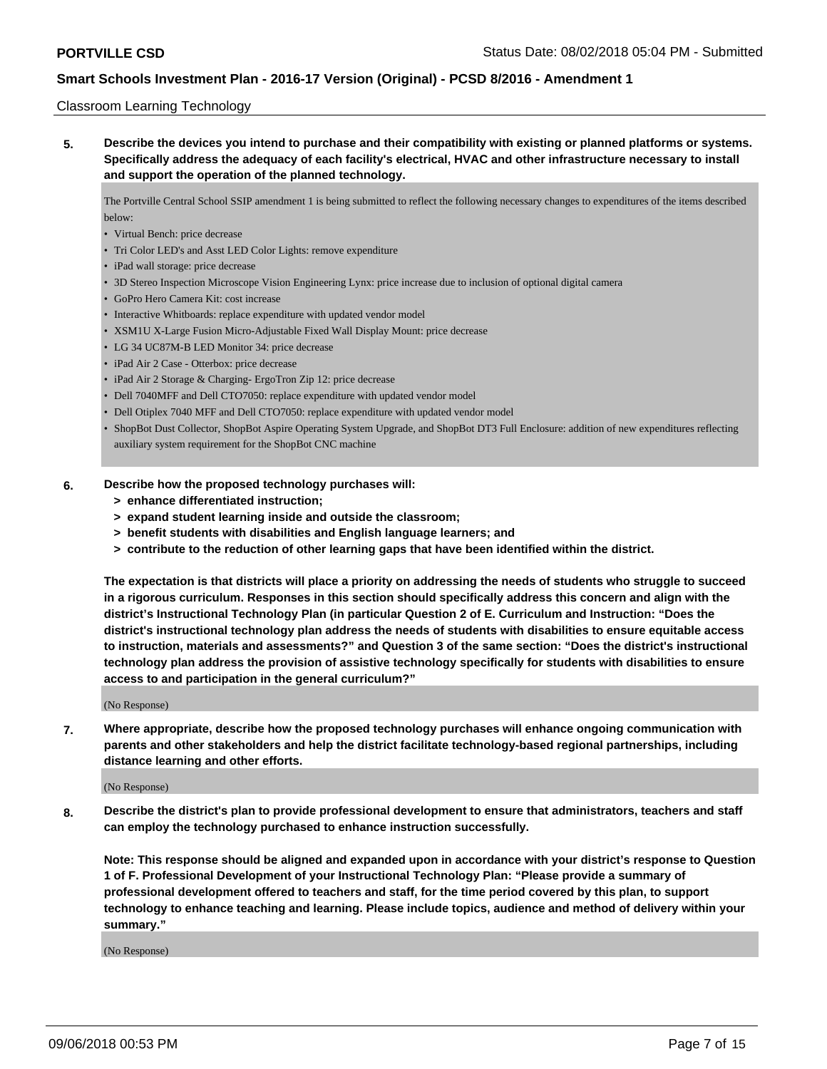Classroom Learning Technology

**5. Describe the devices you intend to purchase and their compatibility with existing or planned platforms or systems. Specifically address the adequacy of each facility's electrical, HVAC and other infrastructure necessary to install and support the operation of the planned technology.**

The Portville Central School SSIP amendment 1 is being submitted to reflect the following necessary changes to expenditures of the items described below:

- Virtual Bench: price decrease
- Tri Color LED's and Asst LED Color Lights: remove expenditure
- iPad wall storage: price decrease
- 3D Stereo Inspection Microscope Vision Engineering Lynx: price increase due to inclusion of optional digital camera
- GoPro Hero Camera Kit: cost increase
- Interactive Whitboards: replace expenditure with updated vendor model
- XSM1U X-Large Fusion Micro-Adjustable Fixed Wall Display Mount: price decrease
- LG 34 UC87M-B LED Monitor 34: price decrease
- iPad Air 2 Case - Otterbox: price decrease
- iPad Air 2 Storage & Charging- ErgoTron Zip 12: price decrease
- Dell 7040MFF and Dell CTO7050: replace expenditure with updated vendor model
- Dell Otiplex 7040 MFF and Dell CTO7050: replace expenditure with updated vendor model
- ShopBot Dust Collector, ShopBot Aspire Operating System Upgrade, and ShopBot DT3 Full Enclosure: addition of new expenditures reflecting auxiliary system requirement for the ShopBot CNC machine

**6. Describe how the proposed technology purchases will:**

**> enhance differentiated instruction;**
**> expand student learning inside and outside the classroom;**
**> benefit students with disabilities and English language learners; and**
**> contribute to the reduction of other learning gaps that have been identified within the district.**

**The expectation is that districts will place a priority on addressing the needs of students who struggle to succeed in a rigorous curriculum. Responses in this section should specifically address this concern and align with the district's Instructional Technology Plan (in particular Question 2 of E. Curriculum and Instruction: "Does the district's instructional technology plan address the needs of students with disabilities to ensure equitable access to instruction, materials and assessments?" and Question 3 of the same section: "Does the district's instructional technology plan address the provision of assistive technology specifically for students with disabilities to ensure access to and participation in the general curriculum?"**

(No Response)

**7. Where appropriate, describe how the proposed technology purchases will enhance ongoing communication with parents and other stakeholders and help the district facilitate technology-based regional partnerships, including distance learning and other efforts.**

(No Response)

**8. Describe the district's plan to provide professional development to ensure that administrators, teachers and staff can employ the technology purchased to enhance instruction successfully.**

**Note: This response should be aligned and expanded upon in accordance with your district's response to Question 1 of F. Professional Development of your Instructional Technology Plan: "Please provide a summary of professional development offered to teachers and staff, for the time period covered by this plan, to support technology to enhance teaching and learning. Please include topics, audience and method of delivery within your summary."**

(No Response)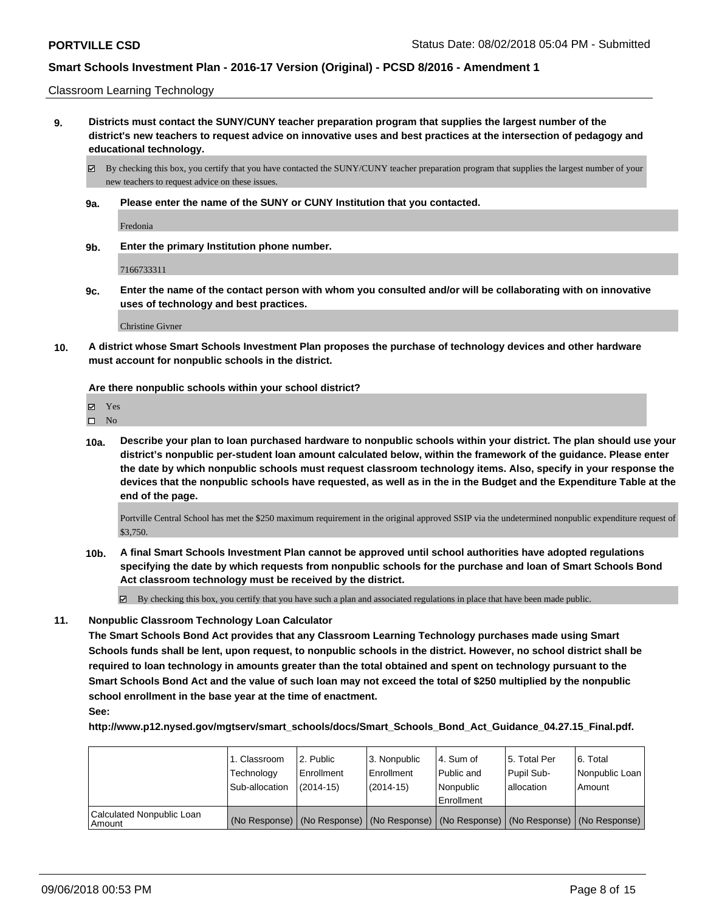Classroom Learning Technology

**9. Districts must contact the SUNY/CUNY teacher preparation program that supplies the largest number of the district's new teachers to request advice on innovative uses and best practices at the intersection of pedagogy and educational technology.**

☑ By checking this box, you certify that you have contacted the SUNY/CUNY teacher preparation program that supplies the largest number of your new teachers to request advice on these issues.

**9a. Please enter the name of the SUNY or CUNY Institution that you contacted.**

Fredonia

**9b. Enter the primary Institution phone number.**

7166733311

**9c. Enter the name of the contact person with whom you consulted and/or will be collaborating with on innovative uses of technology and best practices.**

Christine Givner

**10. A district whose Smart Schools Investment Plan proposes the purchase of technology devices and other hardware must account for nonpublic schools in the district.**

**Are there nonpublic schools within your school district?**

☑ Yes
☐ No

**10a. Describe your plan to loan purchased hardware to nonpublic schools within your district. The plan should use your district's nonpublic per-student loan amount calculated below, within the framework of the guidance. Please enter the date by which nonpublic schools must request classroom technology items. Also, specify in your response the devices that the nonpublic schools have requested, as well as in the in the Budget and the Expenditure Table at the end of the page.**

Portville Central School has met the $250 maximum requirement in the original approved SSIP via the undetermined nonpublic expenditure request of $3,750.

**10b. A final Smart Schools Investment Plan cannot be approved until school authorities have adopted regulations specifying the date by which requests from nonpublic schools for the purchase and loan of Smart Schools Bond Act classroom technology must be received by the district.**

☑ By checking this box, you certify that you have such a plan and associated regulations in place that have been made public.

**11. Nonpublic Classroom Technology Loan Calculator**

**The Smart Schools Bond Act provides that any Classroom Learning Technology purchases made using Smart Schools funds shall be lent, upon request, to nonpublic schools in the district. However, no school district shall be required to loan technology in amounts greater than the total obtained and spent on technology pursuant to the Smart Schools Bond Act and the value of such loan may not exceed the total of $250 multiplied by the nonpublic school enrollment in the base year at the time of enactment.**

**See:**

**http://www.p12.nysed.gov/mgtserv/smart_schools/docs/Smart_Schools_Bond_Act_Guidance_04.27.15_Final.pdf.**

| | 1. Classroom Technology Sub-allocation | 2. Public Enrollment (2014-15) | 3. Nonpublic Enrollment (2014-15) | 4. Sum of Public and Nonpublic Enrollment | 5. Total Per Pupil Sub-allocation | 6. Total Nonpublic Loan Amount |
|---|---|---|---|---|---|---|
| Calculated Nonpublic Loan Amount | (No Response) | (No Response) | (No Response) | (No Response) | (No Response) | (No Response) |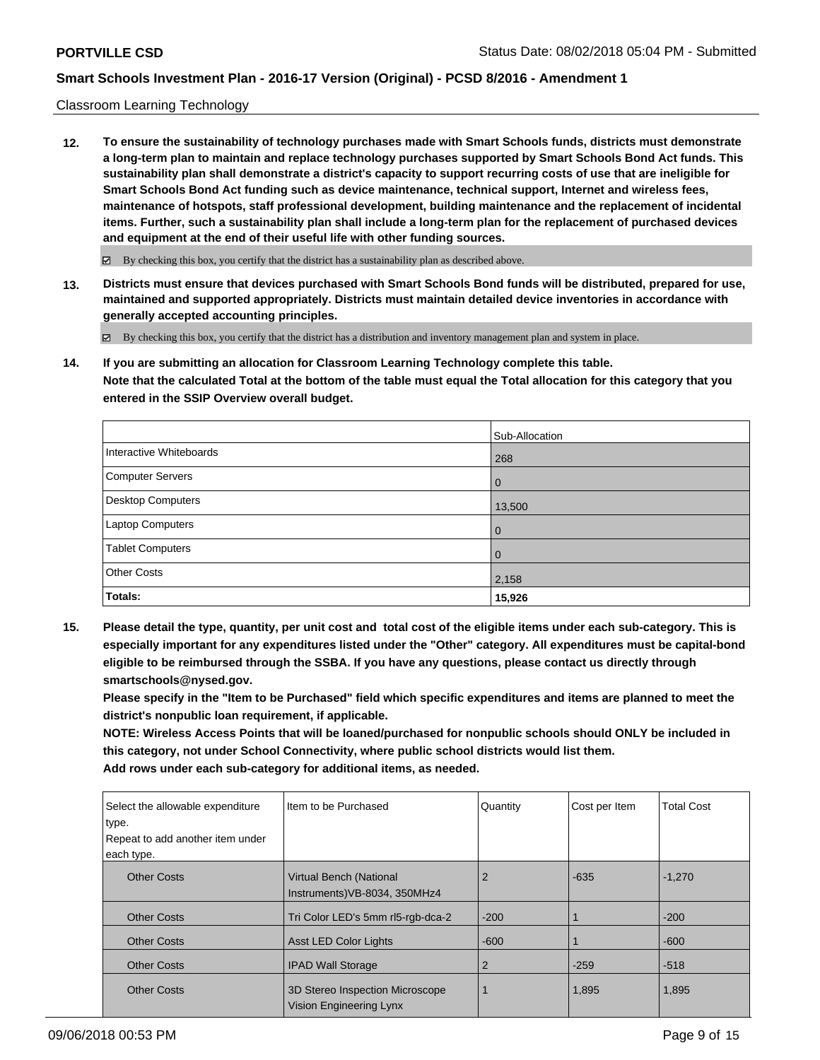Classroom Learning Technology

**12. To ensure the sustainability of technology purchases made with Smart Schools funds, districts must demonstrate a long-term plan to maintain and replace technology purchases supported by Smart Schools Bond Act funds. This sustainability plan shall demonstrate a district's capacity to support recurring costs of use that are ineligible for Smart Schools Bond Act funding such as device maintenance, technical support, Internet and wireless fees, maintenance of hotspots, staff professional development, building maintenance and the replacement of incidental items. Further, such a sustainability plan shall include a long-term plan for the replacement of purchased devices and equipment at the end of their useful life with other funding sources.**

☑ By checking this box, you certify that the district has a sustainability plan as described above.

**13. Districts must ensure that devices purchased with Smart Schools Bond funds will be distributed, prepared for use, maintained and supported appropriately. Districts must maintain detailed device inventories in accordance with generally accepted accounting principles.**

☑ By checking this box, you certify that the district has a distribution and inventory management plan and system in place.

**14. If you are submitting an allocation for Classroom Learning Technology complete this table.**
**Note that the calculated Total at the bottom of the table must equal the Total allocation for this category that you entered in the SSIP Overview overall budget.**

| | Sub-Allocation |
|---|---|
| Interactive Whiteboards | 268 |
| Computer Servers | 0 |
| Desktop Computers | 13,500 |
| Laptop Computers | 0 |
| Tablet Computers | 0 |
| Other Costs | 2,158 |
| **Totals:** | **15,926** |

**15. Please detail the type, quantity, per unit cost and total cost of the eligible items under each sub-category. This is especially important for any expenditures listed under the "Other" category. All expenditures must be capital-bond eligible to be reimbursed through the SSBA. If you have any questions, please contact us directly through smartschools@nysed.gov.**
**Please specify in the "Item to be Purchased" field which specific expenditures and items are planned to meet the district's nonpublic loan requirement, if applicable.**
**NOTE: Wireless Access Points that will be loaned/purchased for nonpublic schools should ONLY be included in this category, not under School Connectivity, where public school districts would list them.**
**Add rows under each sub-category for additional items, as needed.**

| Select the allowable expenditure type. Repeat to add another item under each type. | Item to be Purchased | Quantity | Cost per Item | Total Cost |
|---|---|---|---|---|
| Other Costs | Virtual Bench (National Instruments)VB-8034, 350MHz4 | 2 | -635 | -1,270 |
| Other Costs | Tri Color LED's 5mm rl5-rgb-dca-2 | -200 | 1 | -200 |
| Other Costs | Asst LED Color Lights | -600 | 1 | -600 |
| Other Costs | IPAD Wall Storage | 2 | -259 | -518 |
| Other Costs | 3D Stereo Inspection Microscope Vision Engineering Lynx | 1 | 1,895 | 1,895 |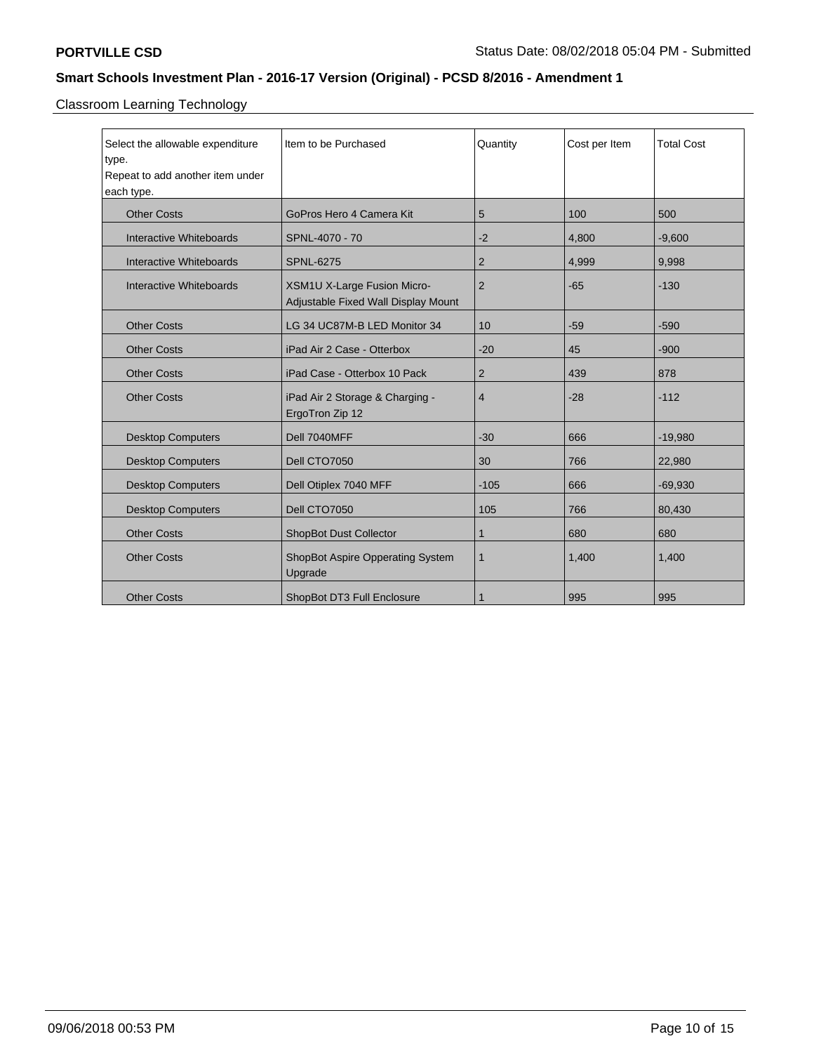**PORTVILLE CSD** Status Date: 08/02/2018 05:04 PM - Submitted

## Smart Schools Investment Plan - 2016-17 Version (Original) - PCSD 8/2016 - Amendment 1

Classroom Learning Technology

| Select the allowable expenditure type. Repeat to add another item under each type. | Item to be Purchased | Quantity | Cost per Item | Total Cost |
|---|---|---|---|---|
| Other Costs | GoPros Hero 4 Camera Kit | 5 | 100 | 500 |
| Interactive Whiteboards | SPNL-4070 - 70 | -2 | 4,800 | -9,600 |
| Interactive Whiteboards | SPNL-6275 | 2 | 4,999 | 9,998 |
| Interactive Whiteboards | XSM1U X-Large Fusion Micro-Adjustable Fixed Wall Display Mount | 2 | -65 | -130 |
| Other Costs | LG 34 UC87M-B LED Monitor 34 | 10 | -59 | -590 |
| Other Costs | iPad Air 2 Case - Otterbox | -20 | 45 | -900 |
| Other Costs | iPad Case - Otterbox 10 Pack | 2 | 439 | 878 |
| Other Costs | iPad Air 2 Storage & Charging - ErgoTron Zip 12 | 4 | -28 | -112 |
| Desktop Computers | Dell 7040MFF | -30 | 666 | -19,980 |
| Desktop Computers | Dell CTO7050 | 30 | 766 | 22,980 |
| Desktop Computers | Dell Otiplex 7040 MFF | -105 | 666 | -69,930 |
| Desktop Computers | Dell CTO7050 | 105 | 766 | 80,430 |
| Other Costs | ShopBot Dust Collector | 1 | 680 | 680 |
| Other Costs | ShopBot Aspire Opperating System Upgrade | 1 | 1,400 | 1,400 |
| Other Costs | ShopBot DT3 Full Enclosure | 1 | 995 | 995 |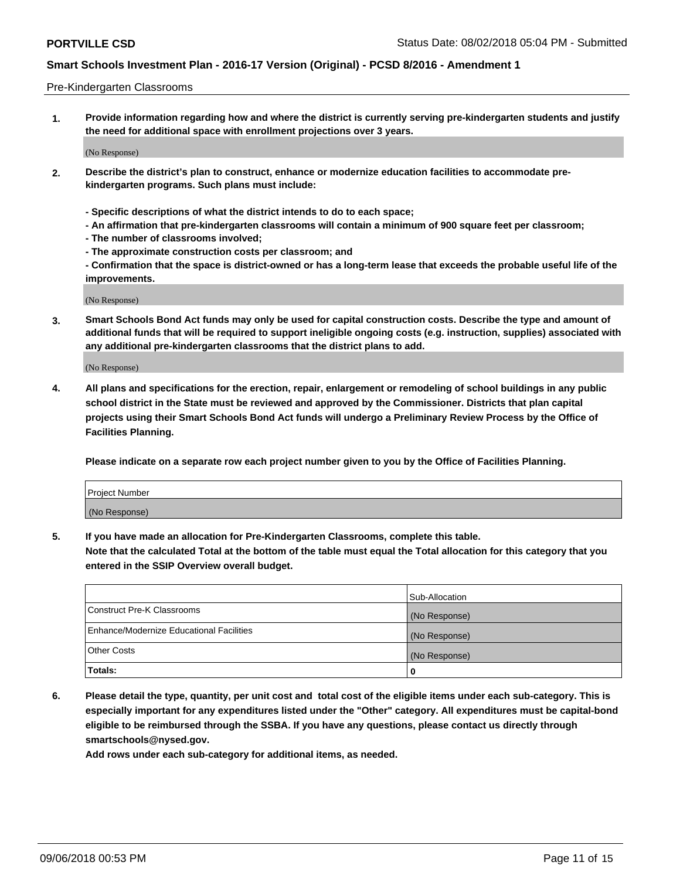Pre-Kindergarten Classrooms

1. **Provide information regarding how and where the district is currently serving pre-kindergarten students and justify the need for additional space with enrollment projections over 3 years.**

   (No Response)

2. **Describe the district's plan to construct, enhance or modernize education facilities to accommodate pre-kindergarten programs. Such plans must include:**

   **- Specific descriptions of what the district intends to do to each space;**
   **- An affirmation that pre-kindergarten classrooms will contain a minimum of 900 square feet per classroom;**
   **- The number of classrooms involved;**
   **- The approximate construction costs per classroom; and**
   **- Confirmation that the space is district-owned or has a long-term lease that exceeds the probable useful life of the improvements.**

   (No Response)

3. **Smart Schools Bond Act funds may only be used for capital construction costs. Describe the type and amount of additional funds that will be required to support ineligible ongoing costs (e.g. instruction, supplies) associated with any additional pre-kindergarten classrooms that the district plans to add.**

   (No Response)

4. **All plans and specifications for the erection, repair, enlargement or remodeling of school buildings in any public school district in the State must be reviewed and approved by the Commissioner. Districts that plan capital projects using their Smart Schools Bond Act funds will undergo a Preliminary Review Process by the Office of Facilities Planning.**

   **Please indicate on a separate row each project number given to you by the Office of Facilities Planning.**

| Project Number |
|---|
| (No Response) |

5. **If you have made an allocation for Pre-Kindergarten Classrooms, complete this table.**
   **Note that the calculated Total at the bottom of the table must equal the Total allocation for this category that you entered in the SSIP Overview overall budget.**

| | Sub-Allocation |
|---|---|
| Construct Pre-K Classrooms | (No Response) |
| Enhance/Modernize Educational Facilities | (No Response) |
| Other Costs | (No Response) |
| **Totals:** | **0** |

6. **Please detail the type, quantity, per unit cost and total cost of the eligible items under each sub-category. This is especially important for any expenditures listed under the "Other" category. All expenditures must be capital-bond eligible to be reimbursed through the SSBA. If you have any questions, please contact us directly through smartschools@nysed.gov.**
   **Add rows under each sub-category for additional items, as needed.**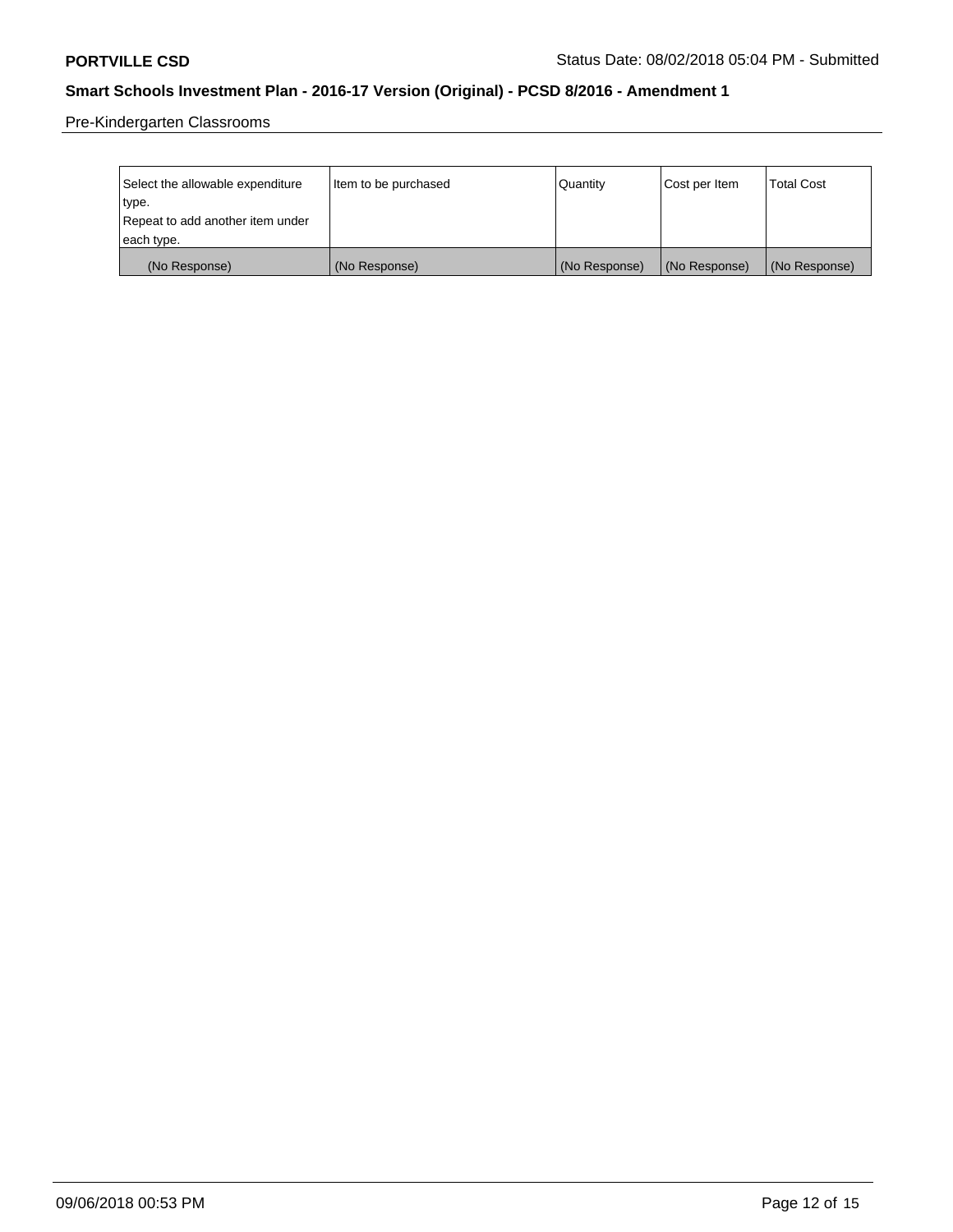Pre-Kindergarten Classrooms

| Select the allowable expenditure type.<br>Repeat to add another item under each type. | Item to be purchased | Quantity | Cost per Item | Total Cost |
|---|---|---|---|---|
| (No Response) | (No Response) | (No Response) | (No Response) | (No Response) |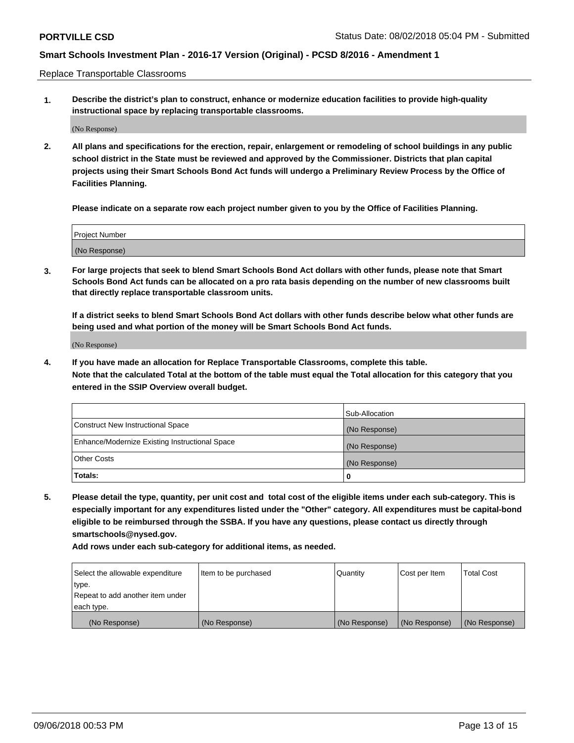Replace Transportable Classrooms

**1. Describe the district's plan to construct, enhance or modernize education facilities to provide high-quality instructional space by replacing transportable classrooms.**

(No Response)

**2. All plans and specifications for the erection, repair, enlargement or remodeling of school buildings in any public school district in the State must be reviewed and approved by the Commissioner. Districts that plan capital projects using their Smart Schools Bond Act funds will undergo a Preliminary Review Process by the Office of Facilities Planning.**

**Please indicate on a separate row each project number given to you by the Office of Facilities Planning.**

| Project Number |
|---|
| (No Response) |

**3. For large projects that seek to blend Smart Schools Bond Act dollars with other funds, please note that Smart Schools Bond Act funds can be allocated on a pro rata basis depending on the number of new classrooms built that directly replace transportable classroom units.**

**If a district seeks to blend Smart Schools Bond Act dollars with other funds describe below what other funds are being used and what portion of the money will be Smart Schools Bond Act funds.**

(No Response)

**4. If you have made an allocation for Replace Transportable Classrooms, complete this table. Note that the calculated Total at the bottom of the table must equal the Total allocation for this category that you entered in the SSIP Overview overall budget.**

| | Sub-Allocation |
|---|---|
| Construct New Instructional Space | (No Response) |
| Enhance/Modernize Existing Instructional Space | (No Response) |
| Other Costs | (No Response) |
| **Totals:** | **0** |

**5. Please detail the type, quantity, per unit cost and total cost of the eligible items under each sub-category. This is especially important for any expenditures listed under the "Other" category. All expenditures must be capital-bond eligible to be reimbursed through the SSBA. If you have any questions, please contact us directly through smartschools@nysed.gov.**

**Add rows under each sub-category for additional items, as needed.**

| Select the allowable expenditure type. Repeat to add another item under each type. | Item to be purchased | Quantity | Cost per Item | Total Cost |
|---|---|---|---|---|
| (No Response) | (No Response) | (No Response) | (No Response) | (No Response) |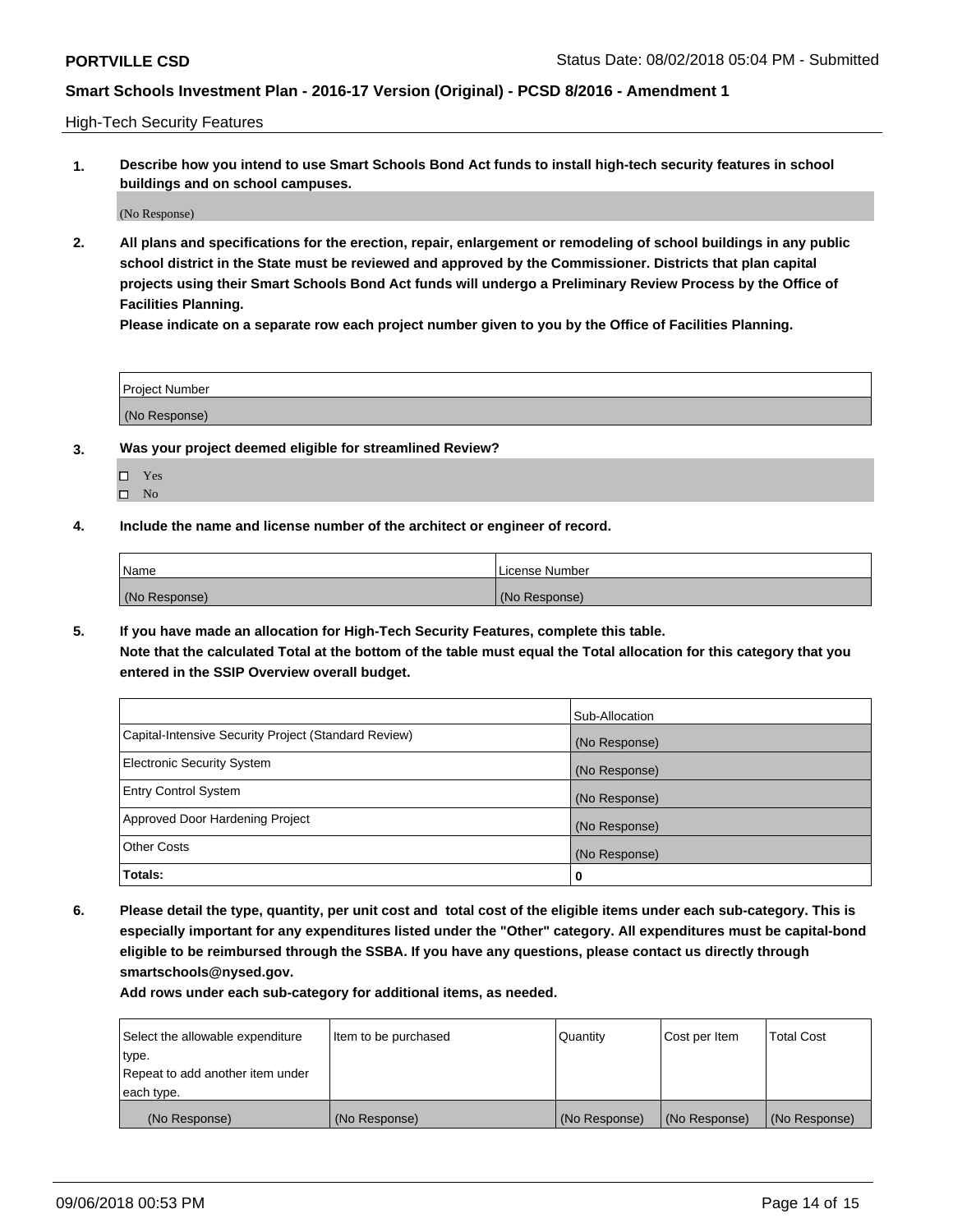High-Tech Security Features

**1. Describe how you intend to use Smart Schools Bond Act funds to install high-tech security features in school buildings and on school campuses.**

(No Response)

**2. All plans and specifications for the erection, repair, enlargement or remodeling of school buildings in any public school district in the State must be reviewed and approved by the Commissioner. Districts that plan capital projects using their Smart Schools Bond Act funds will undergo a Preliminary Review Process by the Office of Facilities Planning.**

**Please indicate on a separate row each project number given to you by the Office of Facilities Planning.**

| Project Number |
|---|
| (No Response) |

**3. Was your project deemed eligible for streamlined Review?**

- ☐ Yes
- ☐ No

**4. Include the name and license number of the architect or engineer of record.**

| Name | License Number |
|---|---|
| (No Response) | (No Response) |

**5. If you have made an allocation for High-Tech Security Features, complete this table.**
**Note that the calculated Total at the bottom of the table must equal the Total allocation for this category that you entered in the SSIP Overview overall budget.**

| | Sub-Allocation |
|---|---|
| Capital-Intensive Security Project (Standard Review) | (No Response) |
| Electronic Security System | (No Response) |
| Entry Control System | (No Response) |
| Approved Door Hardening Project | (No Response) |
| Other Costs | (No Response) |
| **Totals:** | **0** |

**6. Please detail the type, quantity, per unit cost and total cost of the eligible items under each sub-category. This is especially important for any expenditures listed under the "Other" category. All expenditures must be capital-bond eligible to be reimbursed through the SSBA. If you have any questions, please contact us directly through smartschools@nysed.gov.**

**Add rows under each sub-category for additional items, as needed.**

| Select the allowable expenditure type. Repeat to add another item under each type. | Item to be purchased | Quantity | Cost per Item | Total Cost |
|---|---|---|---|---|
| (No Response) | (No Response) | (No Response) | (No Response) | (No Response) |